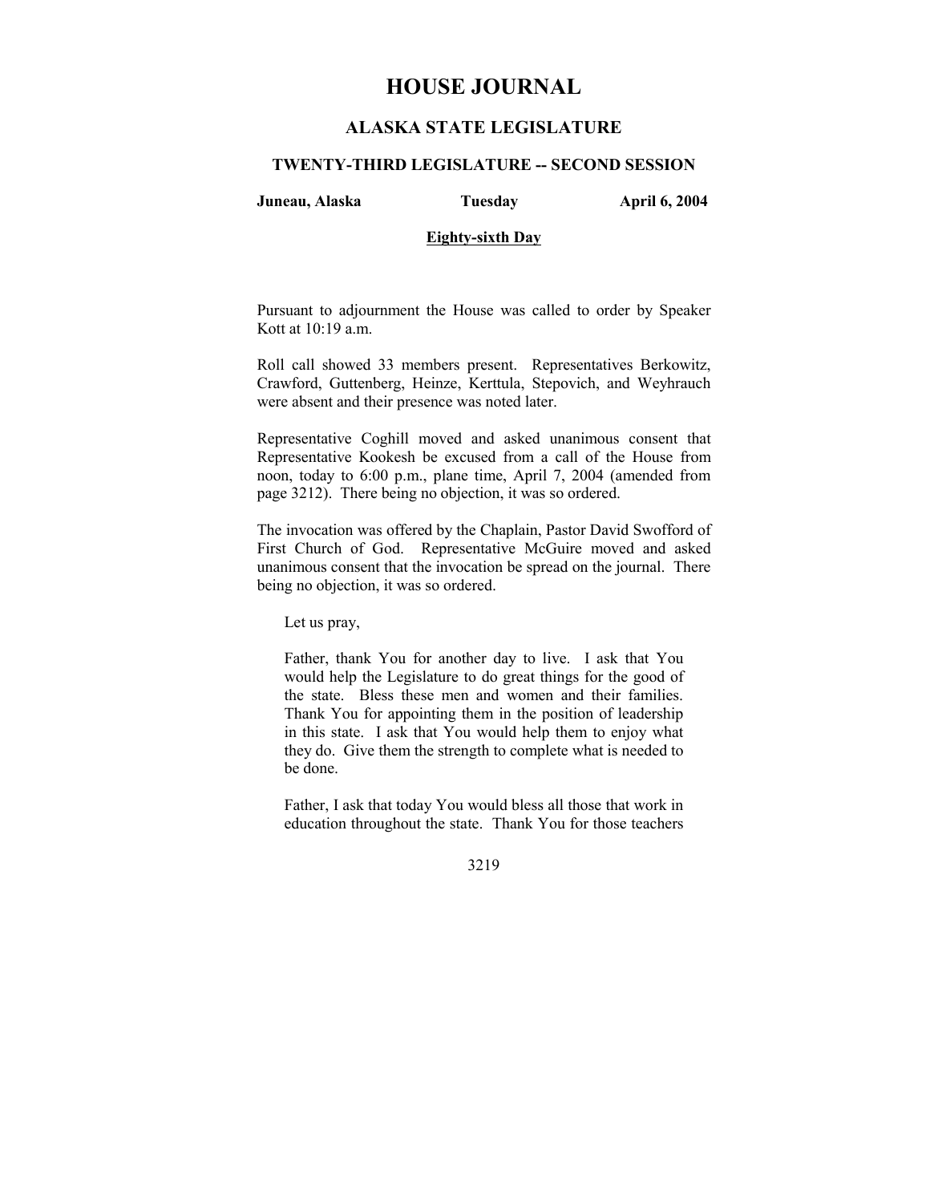# HOUSE JOURNAL

## ALASKA STATE LEGISLATURE

### TWENTY-THIRD LEGISLATURE -- SECOND SESSION

**Juneau, Alaska** **Tuesday** **April 6, 2004**

**Eighty-sixth Day**

Pursuant to adjournment the House was called to order by Speaker Kott at 10:19 a.m.

Roll call showed 33 members present. Representatives Berkowitz, Crawford, Guttenberg, Heinze, Kerttula, Stepovich, and Weyhrauch were absent and their presence was noted later.

Representative Coghill moved and asked unanimous consent that Representative Kookesh be excused from a call of the House from noon, today to 6:00 p.m., plane time, April 7, 2004 (amended from page 3212). There being no objection, it was so ordered.

The invocation was offered by the Chaplain, Pastor David Swofford of First Church of God. Representative McGuire moved and asked unanimous consent that the invocation be spread on the journal. There being no objection, it was so ordered.

> Let us pray,
>
> Father, thank You for another day to live. I ask that You would help the Legislature to do great things for the good of the state. Bless these men and women and their families. Thank You for appointing them in the position of leadership in this state. I ask that You would help them to enjoy what they do. Give them the strength to complete what is needed to be done.
>
> Father, I ask that today You would bless all those that work in education throughout the state. Thank You for those teachers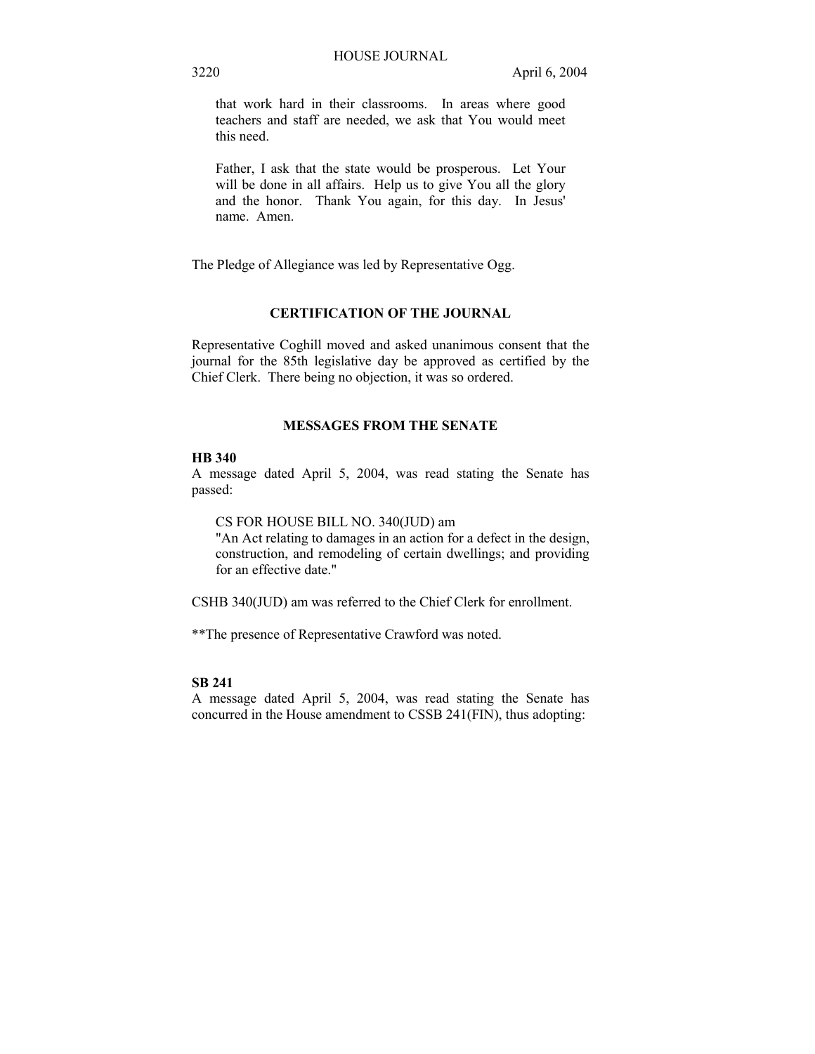that work hard in their classrooms. In areas where good teachers and staff are needed, we ask that You would meet this need.

Father, I ask that the state would be prosperous. Let Your will be done in all affairs. Help us to give You all the glory and the honor. Thank You again, for this day. In Jesus' name. Amen.

The Pledge of Allegiance was led by Representative Ogg.

## CERTIFICATION OF THE JOURNAL

Representative Coghill moved and asked unanimous consent that the journal for the 85th legislative day be approved as certified by the Chief Clerk. There being no objection, it was so ordered.

## MESSAGES FROM THE SENATE

**HB 340**

A message dated April 5, 2004, was read stating the Senate has passed:

CS FOR HOUSE BILL NO. 340(JUD) am
"An Act relating to damages in an action for a defect in the design, construction, and remodeling of certain dwellings; and providing for an effective date."

CSHB 340(JUD) am was referred to the Chief Clerk for enrollment.

**The presence of Representative Crawford was noted.

**SB 241**

A message dated April 5, 2004, was read stating the Senate has concurred in the House amendment to CSSB 241(FIN), thus adopting: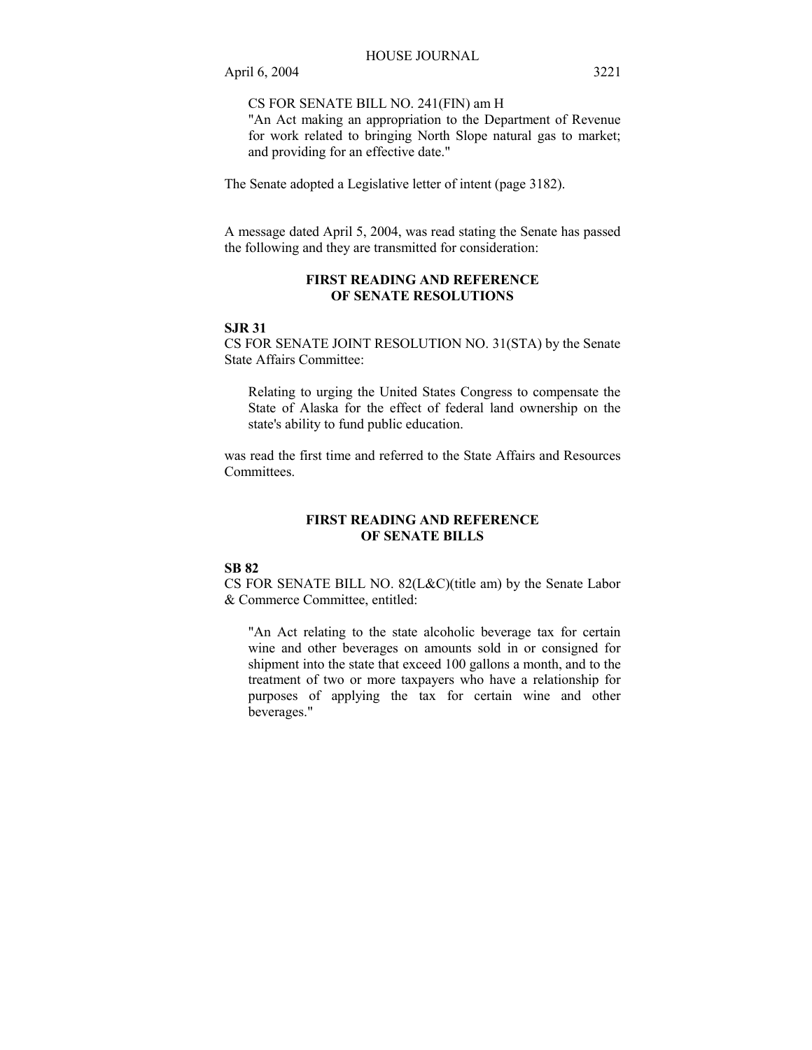CS FOR SENATE BILL NO. 241(FIN) am H
"An Act making an appropriation to the Department of Revenue for work related to bringing North Slope natural gas to market; and providing for an effective date."

The Senate adopted a Legislative letter of intent (page 3182).

A message dated April 5, 2004, was read stating the Senate has passed the following and they are transmitted for consideration:

**FIRST READING AND REFERENCE OF SENATE RESOLUTIONS**

**SJR 31**
CS FOR SENATE JOINT RESOLUTION NO. 31(STA) by the Senate State Affairs Committee:

Relating to urging the United States Congress to compensate the State of Alaska for the effect of federal land ownership on the state's ability to fund public education.

was read the first time and referred to the State Affairs and Resources Committees.

**FIRST READING AND REFERENCE OF SENATE BILLS**

**SB 82**
CS FOR SENATE BILL NO. 82(L&C)(title am) by the Senate Labor & Commerce Committee, entitled:

"An Act relating to the state alcoholic beverage tax for certain wine and other beverages on amounts sold in or consigned for shipment into the state that exceed 100 gallons a month, and to the treatment of two or more taxpayers who have a relationship for purposes of applying the tax for certain wine and other beverages."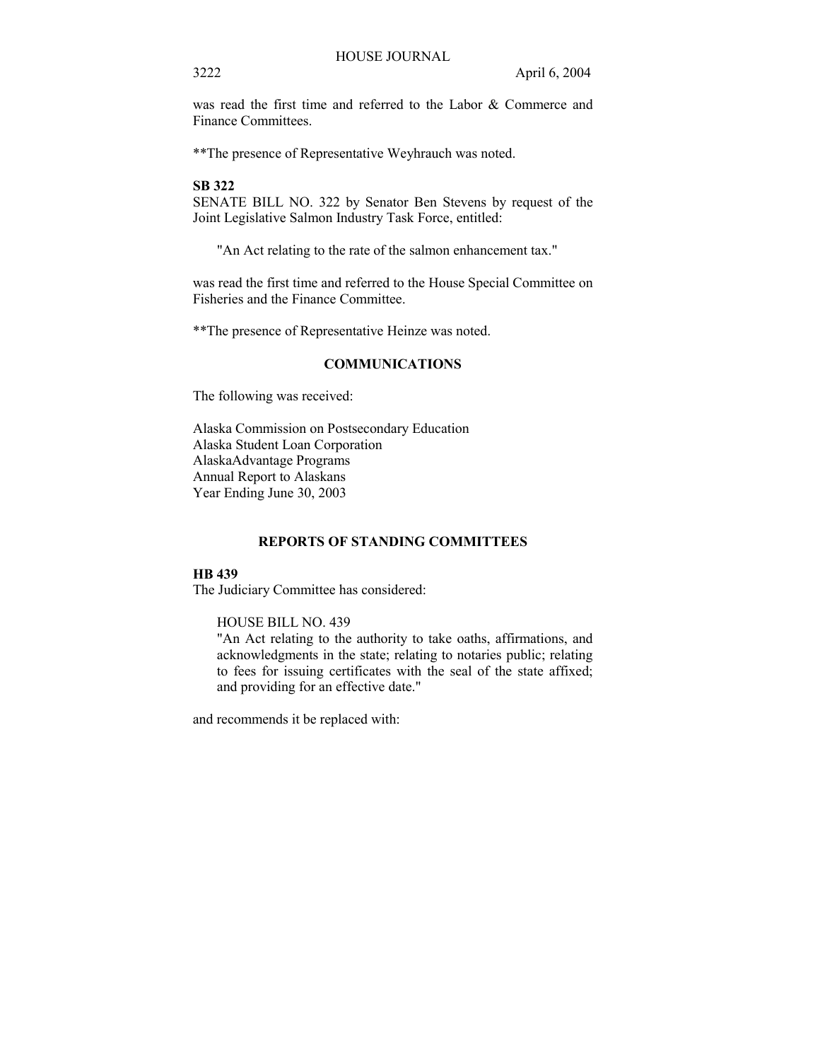was read the first time and referred to the Labor & Commerce and Finance Committees.

**The presence of Representative Weyhrauch was noted.

**SB 322**

SENATE BILL NO. 322 by Senator Ben Stevens by request of the Joint Legislative Salmon Industry Task Force, entitled:

"An Act relating to the rate of the salmon enhancement tax."

was read the first time and referred to the House Special Committee on Fisheries and the Finance Committee.

**The presence of Representative Heinze was noted.

## COMMUNICATIONS

The following was received:

Alaska Commission on Postsecondary Education
Alaska Student Loan Corporation
AlaskaAdvantage Programs
Annual Report to Alaskans
Year Ending June 30, 2003

## REPORTS OF STANDING COMMITTEES

**HB 439**

The Judiciary Committee has considered:

HOUSE BILL NO. 439
"An Act relating to the authority to take oaths, affirmations, and acknowledgments in the state; relating to notaries public; relating to fees for issuing certificates with the seal of the state affixed; and providing for an effective date."

and recommends it be replaced with: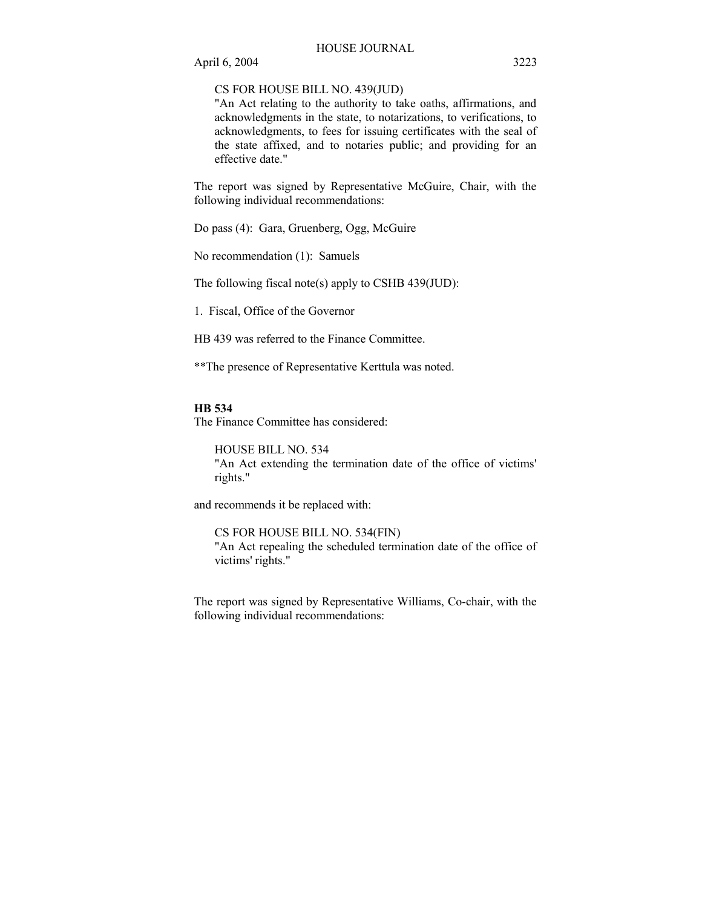CS FOR HOUSE BILL NO. 439(JUD)
"An Act relating to the authority to take oaths, affirmations, and acknowledgments in the state, to notarizations, to verifications, to acknowledgments, to fees for issuing certificates with the seal of the state affixed, and to notaries public; and providing for an effective date."

The report was signed by Representative McGuire, Chair, with the following individual recommendations:

Do pass (4): Gara, Gruenberg, Ogg, McGuire

No recommendation (1): Samuels

The following fiscal note(s) apply to CSHB 439(JUD):

1. Fiscal, Office of the Governor

HB 439 was referred to the Finance Committee.

**The presence of Representative Kerttula was noted.

**HB 534**

The Finance Committee has considered:

HOUSE BILL NO. 534
"An Act extending the termination date of the office of victims' rights."

and recommends it be replaced with:

CS FOR HOUSE BILL NO. 534(FIN)
"An Act repealing the scheduled termination date of the office of victims' rights."

The report was signed by Representative Williams, Co-chair, with the following individual recommendations: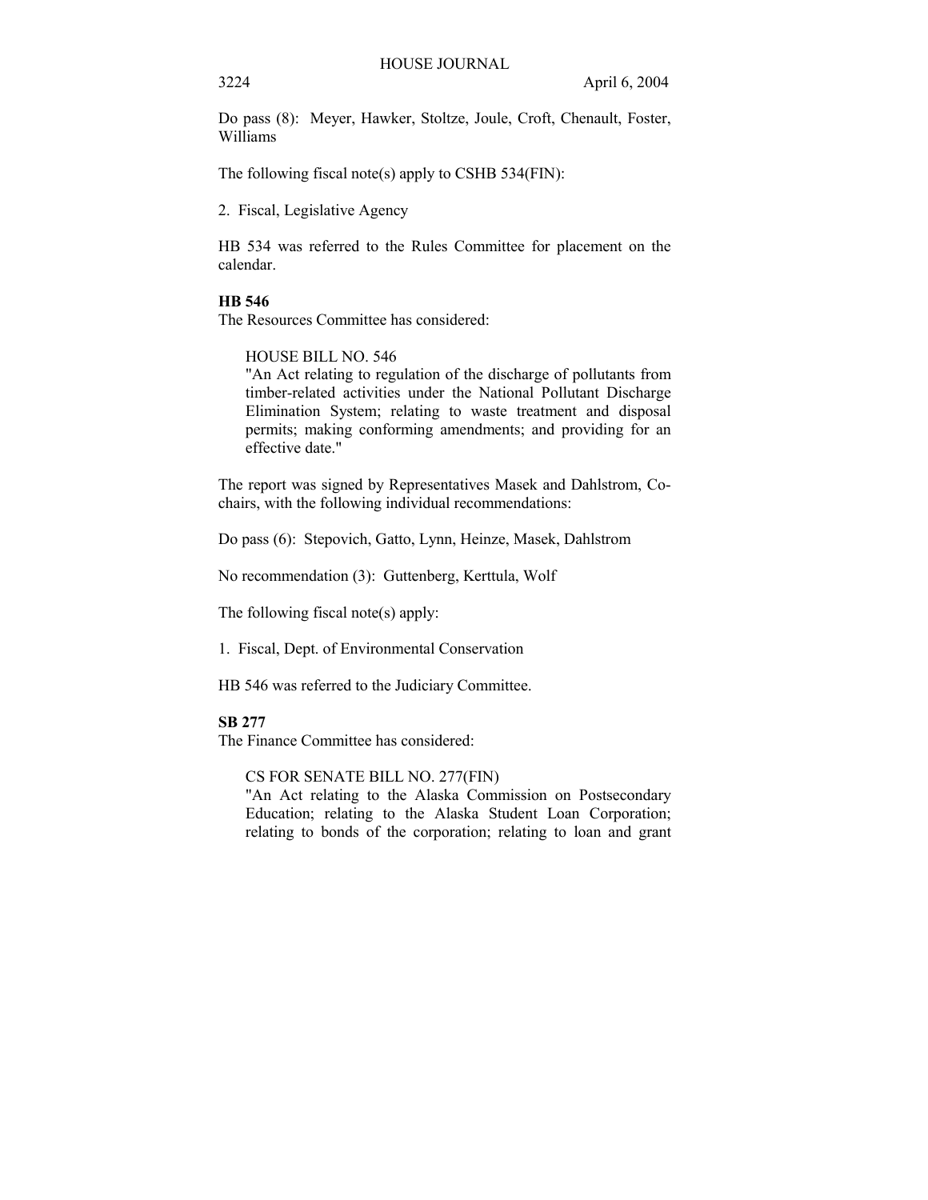Do pass (8): Meyer, Hawker, Stoltze, Joule, Croft, Chenault, Foster, Williams

The following fiscal note(s) apply to CSHB 534(FIN):

2. Fiscal, Legislative Agency

HB 534 was referred to the Rules Committee for placement on the calendar.

**HB 546**

The Resources Committee has considered:

> HOUSE BILL NO. 546
> "An Act relating to regulation of the discharge of pollutants from timber-related activities under the National Pollutant Discharge Elimination System; relating to waste treatment and disposal permits; making conforming amendments; and providing for an effective date."

The report was signed by Representatives Masek and Dahlstrom, Co-chairs, with the following individual recommendations:

Do pass (6): Stepovich, Gatto, Lynn, Heinze, Masek, Dahlstrom

No recommendation (3): Guttenberg, Kerttula, Wolf

The following fiscal note(s) apply:

1. Fiscal, Dept. of Environmental Conservation

HB 546 was referred to the Judiciary Committee.

**SB 277**

The Finance Committee has considered:

> CS FOR SENATE BILL NO. 277(FIN)
> "An Act relating to the Alaska Commission on Postsecondary Education; relating to the Alaska Student Loan Corporation; relating to bonds of the corporation; relating to loan and grant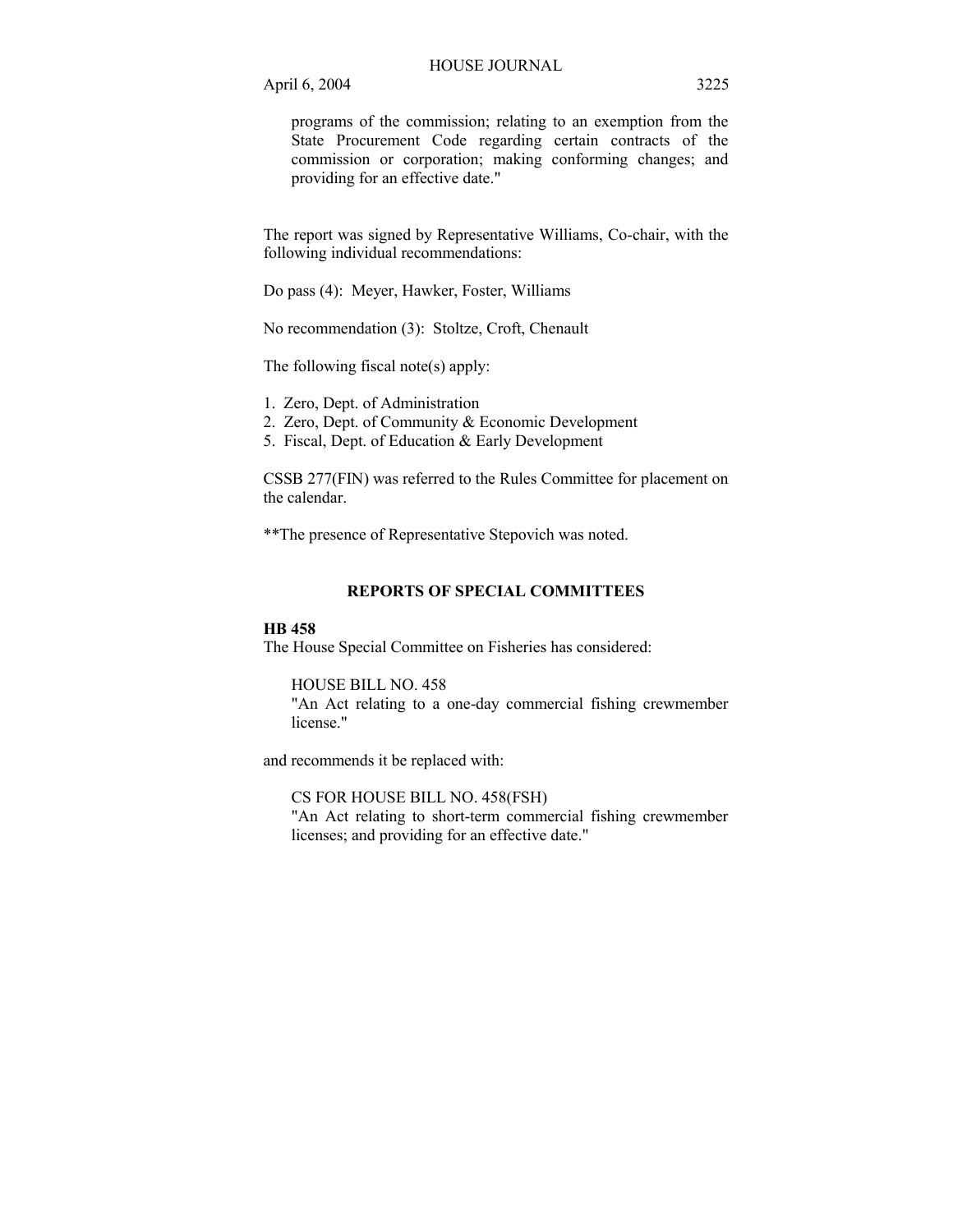programs of the commission; relating to an exemption from the State Procurement Code regarding certain contracts of the commission or corporation; making conforming changes; and providing for an effective date."

The report was signed by Representative Williams, Co-chair, with the following individual recommendations:

Do pass (4): Meyer, Hawker, Foster, Williams

No recommendation (3): Stoltze, Croft, Chenault

The following fiscal note(s) apply:

1. Zero, Dept. of Administration
2. Zero, Dept. of Community & Economic Development
5. Fiscal, Dept. of Education & Early Development

CSSB 277(FIN) was referred to the Rules Committee for placement on the calendar.

**The presence of Representative Stepovich was noted.

## REPORTS OF SPECIAL COMMITTEES

**HB 458**

The House Special Committee on Fisheries has considered:

HOUSE BILL NO. 458
"An Act relating to a one-day commercial fishing crewmember license."

and recommends it be replaced with:

CS FOR HOUSE BILL NO. 458(FSH)
"An Act relating to short-term commercial fishing crewmember licenses; and providing for an effective date."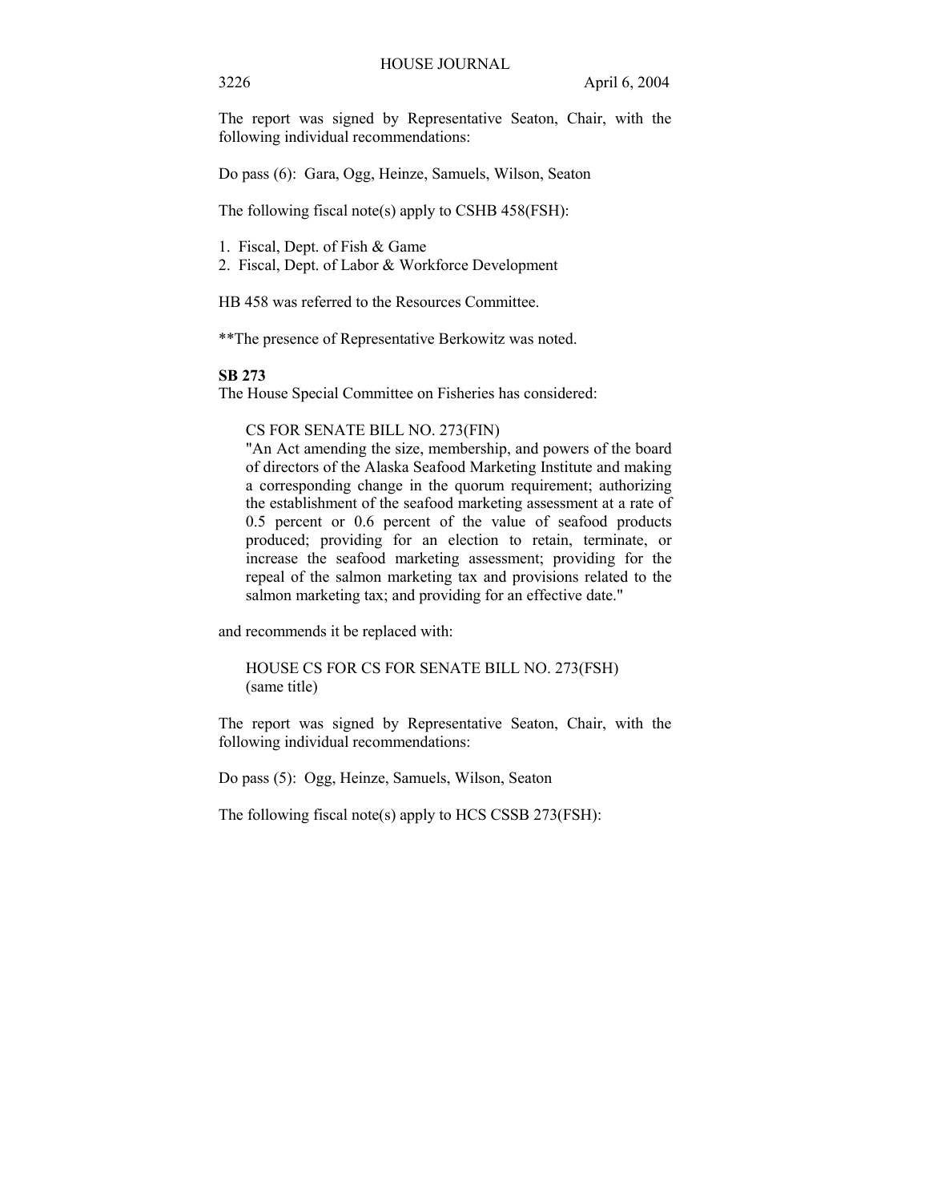The report was signed by Representative Seaton, Chair, with the following individual recommendations:

Do pass (6): Gara, Ogg, Heinze, Samuels, Wilson, Seaton

The following fiscal note(s) apply to CSHB 458(FSH):

1. Fiscal, Dept. of Fish & Game
2. Fiscal, Dept. of Labor & Workforce Development

HB 458 was referred to the Resources Committee.

**The presence of Representative Berkowitz was noted.

**SB 273**

The House Special Committee on Fisheries has considered:

> CS FOR SENATE BILL NO. 273(FIN)
> "An Act amending the size, membership, and powers of the board of directors of the Alaska Seafood Marketing Institute and making a corresponding change in the quorum requirement; authorizing the establishment of the seafood marketing assessment at a rate of 0.5 percent or 0.6 percent of the value of seafood products produced; providing for an election to retain, terminate, or increase the seafood marketing assessment; providing for the repeal of the salmon marketing tax and provisions related to the salmon marketing tax; and providing for an effective date."

and recommends it be replaced with:

> HOUSE CS FOR CS FOR SENATE BILL NO. 273(FSH)
> (same title)

The report was signed by Representative Seaton, Chair, with the following individual recommendations:

Do pass (5): Ogg, Heinze, Samuels, Wilson, Seaton

The following fiscal note(s) apply to HCS CSSB 273(FSH):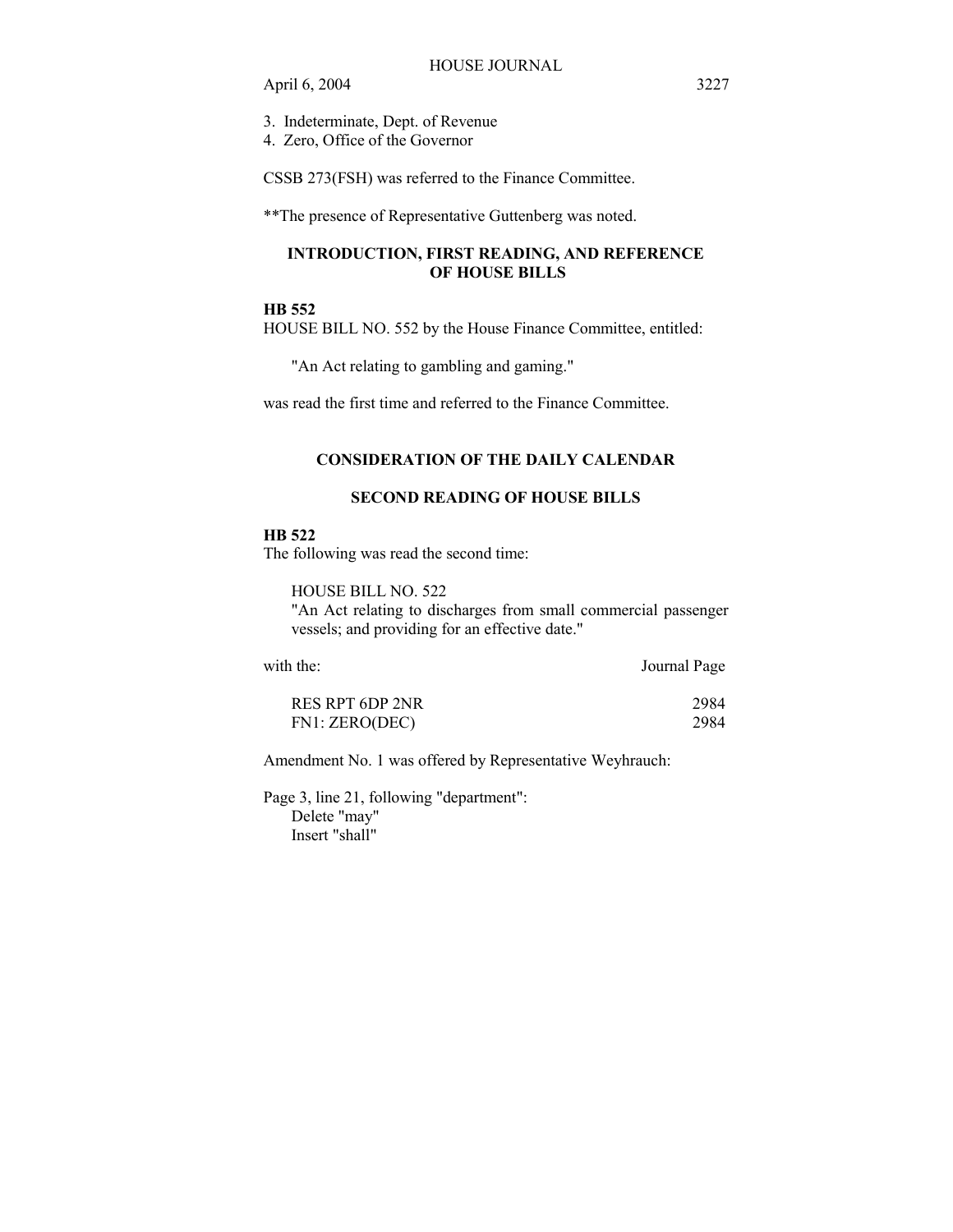3. Indeterminate, Dept. of Revenue
4. Zero, Office of the Governor

CSSB 273(FSH) was referred to the Finance Committee.

**The presence of Representative Guttenberg was noted.

## INTRODUCTION, FIRST READING, AND REFERENCE OF HOUSE BILLS

**HB 552**

HOUSE BILL NO. 552 by the House Finance Committee, entitled:

"An Act relating to gambling and gaming."

was read the first time and referred to the Finance Committee.

## CONSIDERATION OF THE DAILY CALENDAR

## SECOND READING OF HOUSE BILLS

**HB 522**

The following was read the second time:

HOUSE BILL NO. 522
"An Act relating to discharges from small commercial passenger vessels; and providing for an effective date."

| with the: | Journal Page |
|---|---|
| RES RPT 6DP 2NR | 2984 |
| FN1: ZERO(DEC) | 2984 |

Amendment No. 1 was offered by Representative Weyhrauch:

Page 3, line 21, following "department":
Delete "may"
Insert "shall"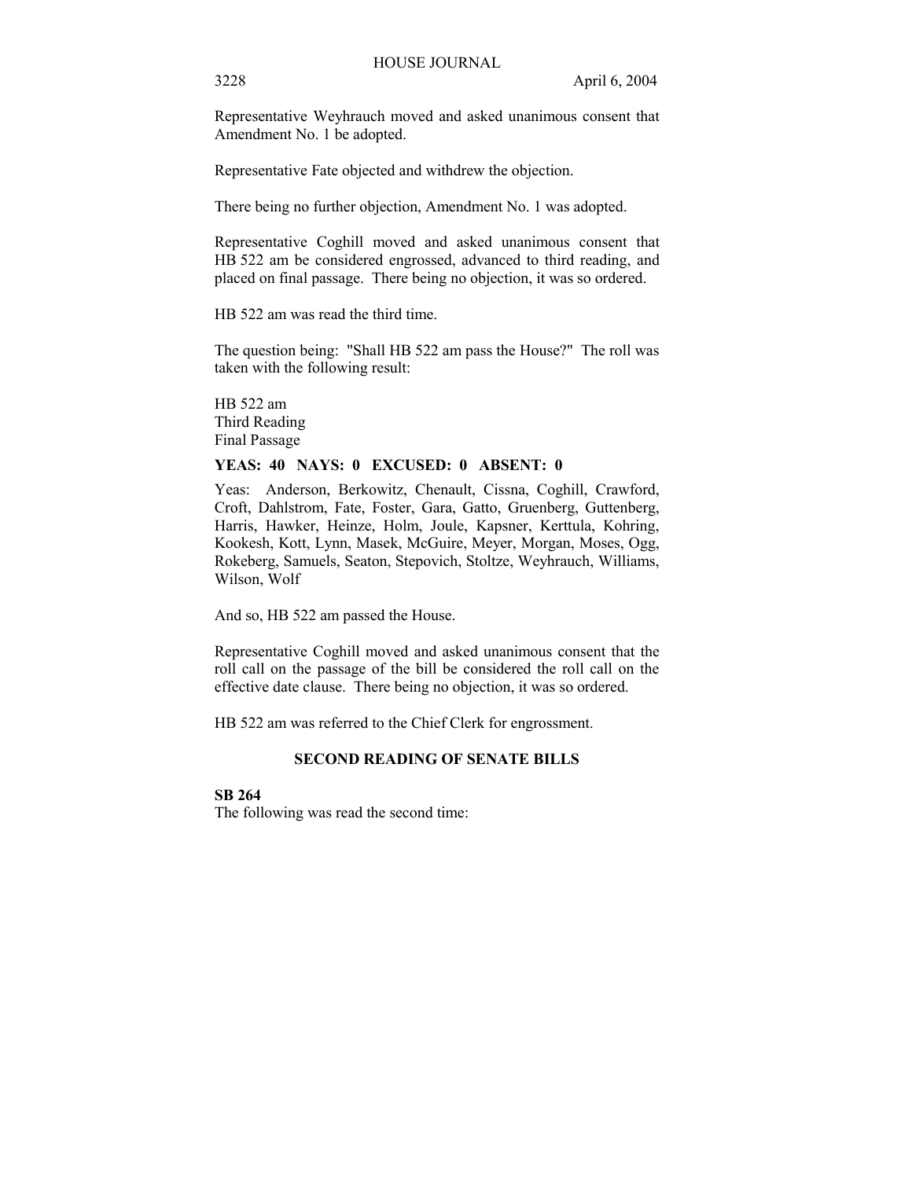Representative Weyhrauch moved and asked unanimous consent that Amendment No. 1 be adopted.

Representative Fate objected and withdrew the objection.

There being no further objection, Amendment No. 1 was adopted.

Representative Coghill moved and asked unanimous consent that HB 522 am be considered engrossed, advanced to third reading, and placed on final passage. There being no objection, it was so ordered.

HB 522 am was read the third time.

The question being: "Shall HB 522 am pass the House?" The roll was taken with the following result:

HB 522 am
Third Reading
Final Passage

**YEAS: 40 NAYS: 0 EXCUSED: 0 ABSENT: 0**

Yeas: Anderson, Berkowitz, Chenault, Cissna, Coghill, Crawford, Croft, Dahlstrom, Fate, Foster, Gara, Gatto, Gruenberg, Guttenberg, Harris, Hawker, Heinze, Holm, Joule, Kapsner, Kerttula, Kohring, Kookesh, Kott, Lynn, Masek, McGuire, Meyer, Morgan, Moses, Ogg, Rokeberg, Samuels, Seaton, Stepovich, Stoltze, Weyhrauch, Williams, Wilson, Wolf

And so, HB 522 am passed the House.

Representative Coghill moved and asked unanimous consent that the roll call on the passage of the bill be considered the roll call on the effective date clause. There being no objection, it was so ordered.

HB 522 am was referred to the Chief Clerk for engrossment.

## SECOND READING OF SENATE BILLS

**SB 264**

The following was read the second time: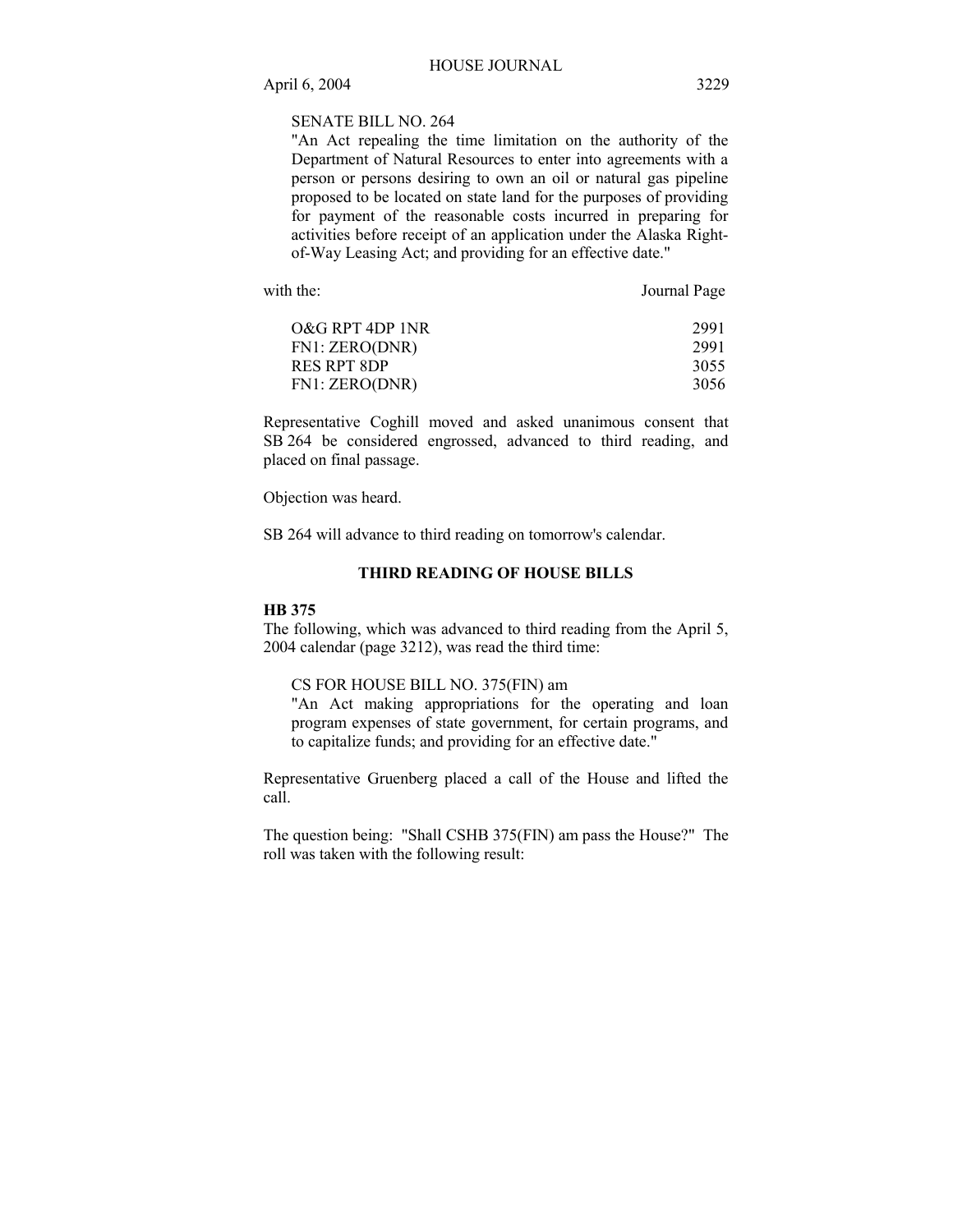SENATE BILL NO. 264
"An Act repealing the time limitation on the authority of the Department of Natural Resources to enter into agreements with a person or persons desiring to own an oil or natural gas pipeline proposed to be located on state land for the purposes of providing for payment of the reasonable costs incurred in preparing for activities before receipt of an application under the Alaska Right-of-Way Leasing Act; and providing for an effective date."

| with the: | Journal Page |
|---|---|
| O&G RPT 4DP 1NR | 2991 |
| FN1: ZERO(DNR) | 2991 |
| RES RPT 8DP | 3055 |
| FN1: ZERO(DNR) | 3056 |

Representative Coghill moved and asked unanimous consent that SB 264 be considered engrossed, advanced to third reading, and placed on final passage.

Objection was heard.

SB 264 will advance to third reading on tomorrow's calendar.

## THIRD READING OF HOUSE BILLS

**HB 375**
The following, which was advanced to third reading from the April 5, 2004 calendar (page 3212), was read the third time:

CS FOR HOUSE BILL NO. 375(FIN) am
"An Act making appropriations for the operating and loan program expenses of state government, for certain programs, and to capitalize funds; and providing for an effective date."

Representative Gruenberg placed a call of the House and lifted the call.

The question being: "Shall CSHB 375(FIN) am pass the House?" The roll was taken with the following result: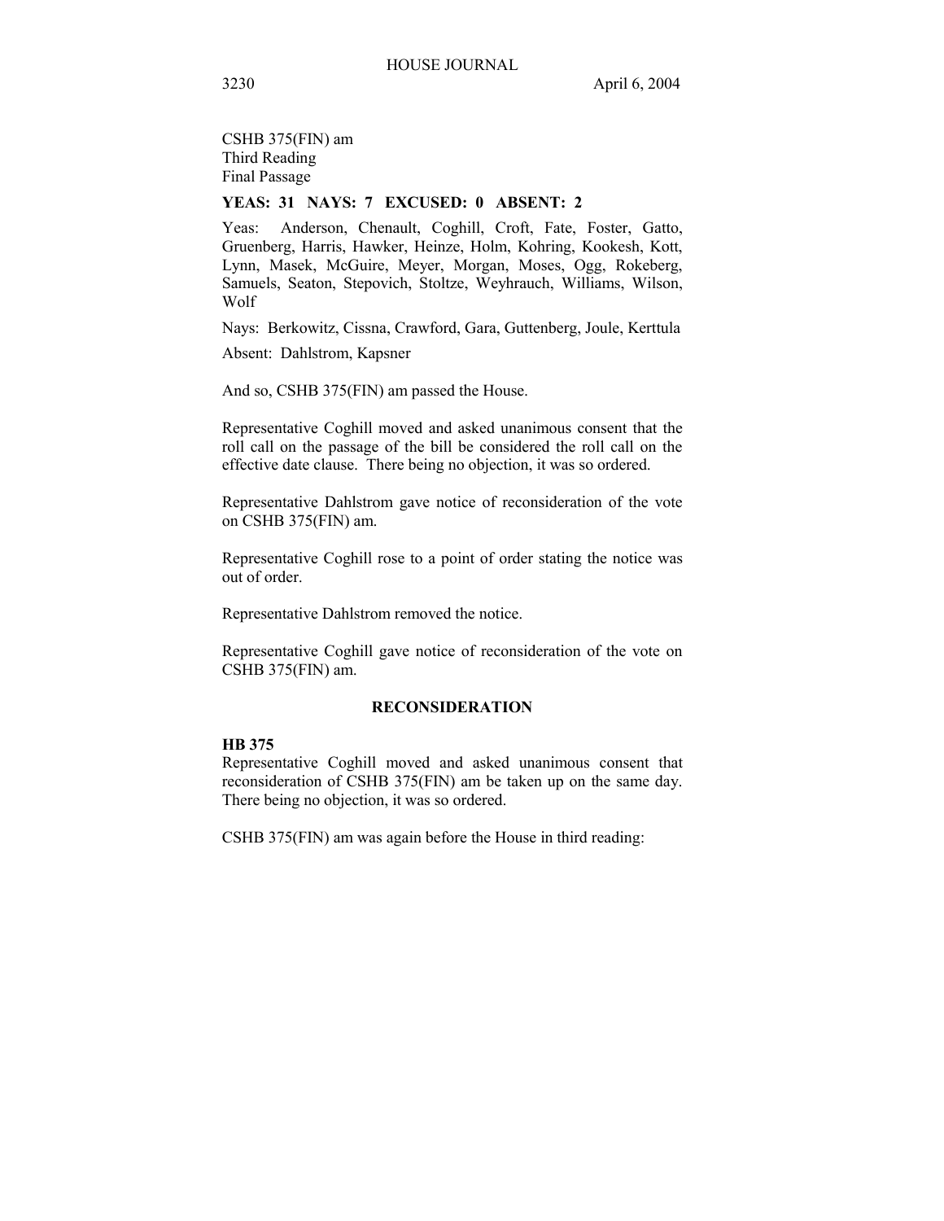CSHB 375(FIN) am
Third Reading
Final Passage

**YEAS: 31 NAYS: 7 EXCUSED: 0 ABSENT: 2**

Yeas: Anderson, Chenault, Coghill, Croft, Fate, Foster, Gatto, Gruenberg, Harris, Hawker, Heinze, Holm, Kohring, Kookesh, Kott, Lynn, Masek, McGuire, Meyer, Morgan, Moses, Ogg, Rokeberg, Samuels, Seaton, Stepovich, Stoltze, Weyhrauch, Williams, Wilson, Wolf

Nays: Berkowitz, Cissna, Crawford, Gara, Guttenberg, Joule, Kerttula

Absent: Dahlstrom, Kapsner

And so, CSHB 375(FIN) am passed the House.

Representative Coghill moved and asked unanimous consent that the roll call on the passage of the bill be considered the roll call on the effective date clause. There being no objection, it was so ordered.

Representative Dahlstrom gave notice of reconsideration of the vote on CSHB 375(FIN) am.

Representative Coghill rose to a point of order stating the notice was out of order.

Representative Dahlstrom removed the notice.

Representative Coghill gave notice of reconsideration of the vote on CSHB 375(FIN) am.

## RECONSIDERATION

**HB 375**
Representative Coghill moved and asked unanimous consent that reconsideration of CSHB 375(FIN) am be taken up on the same day. There being no objection, it was so ordered.

CSHB 375(FIN) am was again before the House in third reading: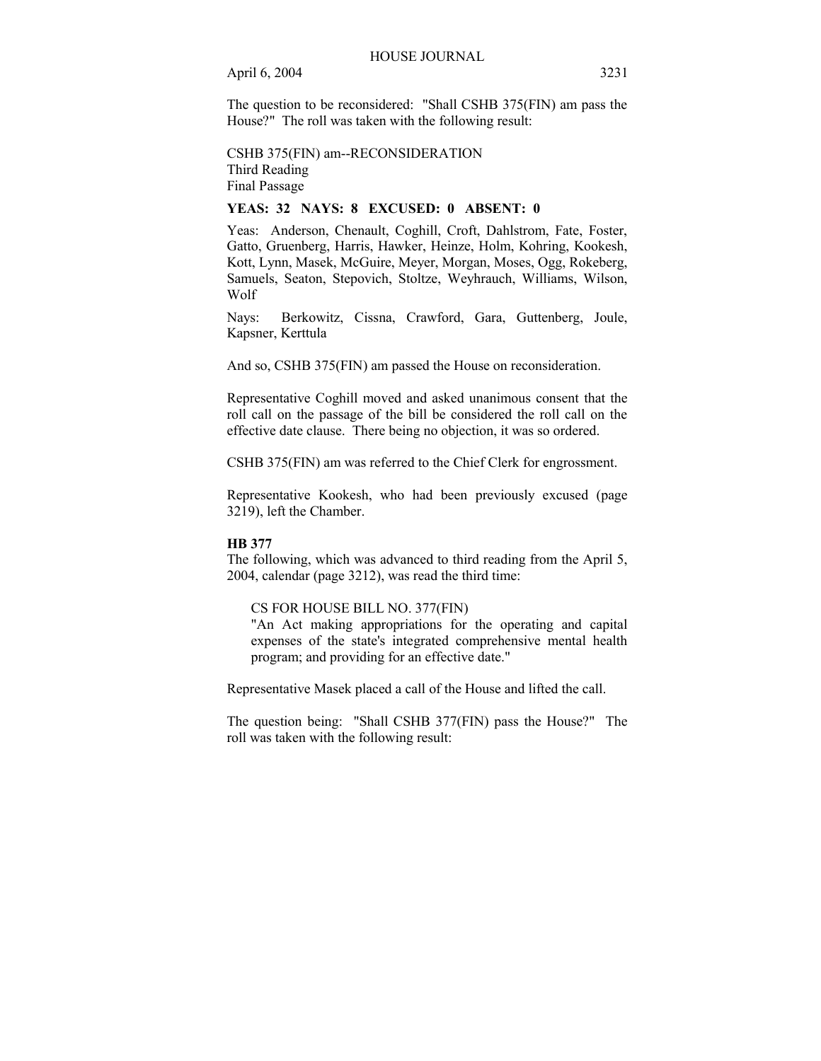The question to be reconsidered: "Shall CSHB 375(FIN) am pass the House?" The roll was taken with the following result:

CSHB 375(FIN) am--RECONSIDERATION
Third Reading
Final Passage

**YEAS: 32 NAYS: 8 EXCUSED: 0 ABSENT: 0**

Yeas: Anderson, Chenault, Coghill, Croft, Dahlstrom, Fate, Foster, Gatto, Gruenberg, Harris, Hawker, Heinze, Holm, Kohring, Kookesh, Kott, Lynn, Masek, McGuire, Meyer, Morgan, Moses, Ogg, Rokeberg, Samuels, Seaton, Stepovich, Stoltze, Weyhrauch, Williams, Wilson, Wolf

Nays: Berkowitz, Cissna, Crawford, Gara, Guttenberg, Joule, Kapsner, Kerttula

And so, CSHB 375(FIN) am passed the House on reconsideration.

Representative Coghill moved and asked unanimous consent that the roll call on the passage of the bill be considered the roll call on the effective date clause. There being no objection, it was so ordered.

CSHB 375(FIN) am was referred to the Chief Clerk for engrossment.

Representative Kookesh, who had been previously excused (page 3219), left the Chamber.

**HB 377**

The following, which was advanced to third reading from the April 5, 2004, calendar (page 3212), was read the third time:

CS FOR HOUSE BILL NO. 377(FIN)
"An Act making appropriations for the operating and capital expenses of the state's integrated comprehensive mental health program; and providing for an effective date."

Representative Masek placed a call of the House and lifted the call.

The question being: "Shall CSHB 377(FIN) pass the House?" The roll was taken with the following result: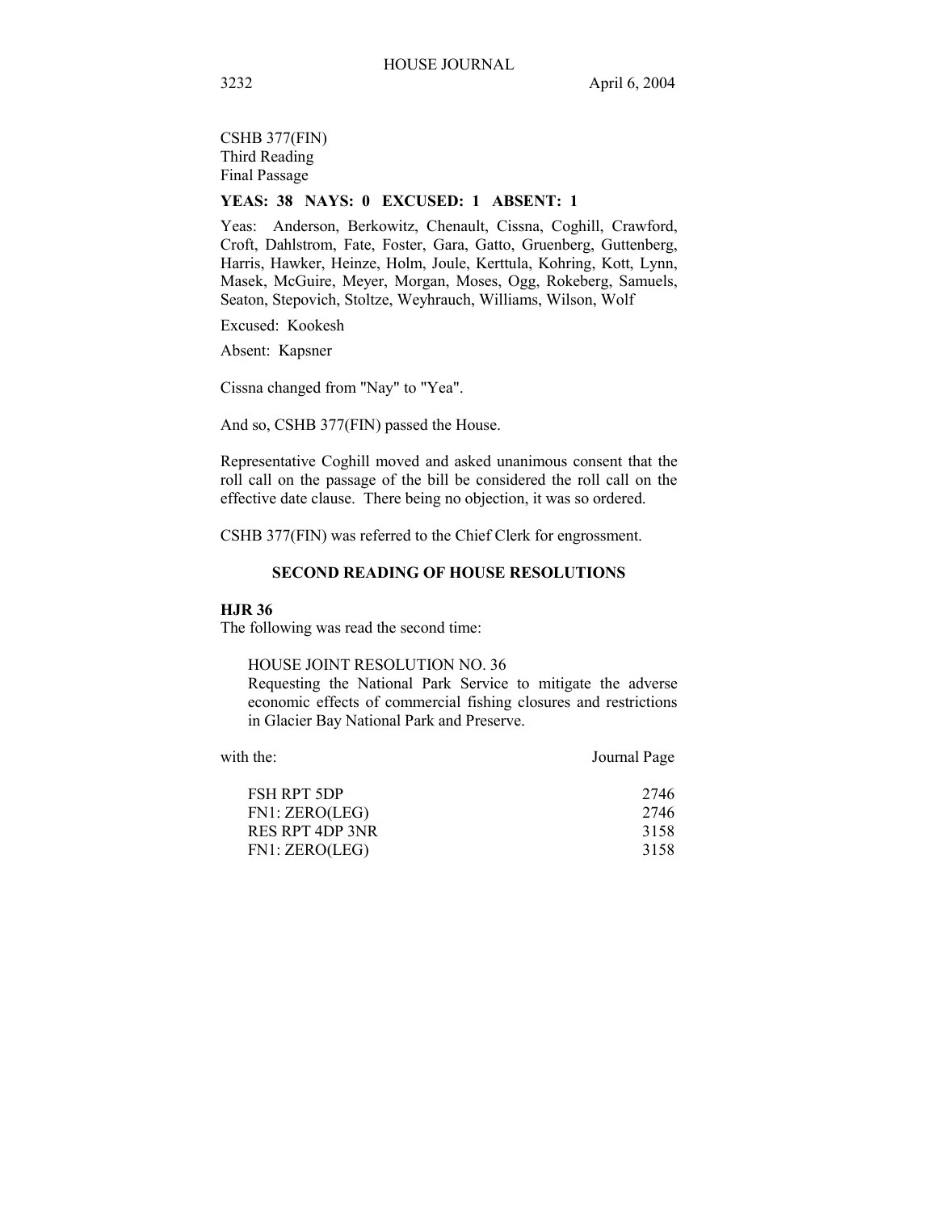CSHB 377(FIN)
Third Reading
Final Passage

**YEAS: 38 NAYS: 0 EXCUSED: 1 ABSENT: 1**

Yeas: Anderson, Berkowitz, Chenault, Cissna, Coghill, Crawford, Croft, Dahlstrom, Fate, Foster, Gara, Gatto, Gruenberg, Guttenberg, Harris, Hawker, Heinze, Holm, Joule, Kerttula, Kohring, Kott, Lynn, Masek, McGuire, Meyer, Morgan, Moses, Ogg, Rokeberg, Samuels, Seaton, Stepovich, Stoltze, Weyhrauch, Williams, Wilson, Wolf

Excused: Kookesh

Absent: Kapsner

Cissna changed from "Nay" to "Yea".

And so, CSHB 377(FIN) passed the House.

Representative Coghill moved and asked unanimous consent that the roll call on the passage of the bill be considered the roll call on the effective date clause. There being no objection, it was so ordered.

CSHB 377(FIN) was referred to the Chief Clerk for engrossment.

## SECOND READING OF HOUSE RESOLUTIONS

**HJR 36**

The following was read the second time:

HOUSE JOINT RESOLUTION NO. 36
Requesting the National Park Service to mitigate the adverse economic effects of commercial fishing closures and restrictions in Glacier Bay National Park and Preserve.

| with the: | Journal Page |
|---|---|
| FSH RPT 5DP | 2746 |
| FN1: ZERO(LEG) | 2746 |
| RES RPT 4DP 3NR | 3158 |
| FN1: ZERO(LEG) | 3158 |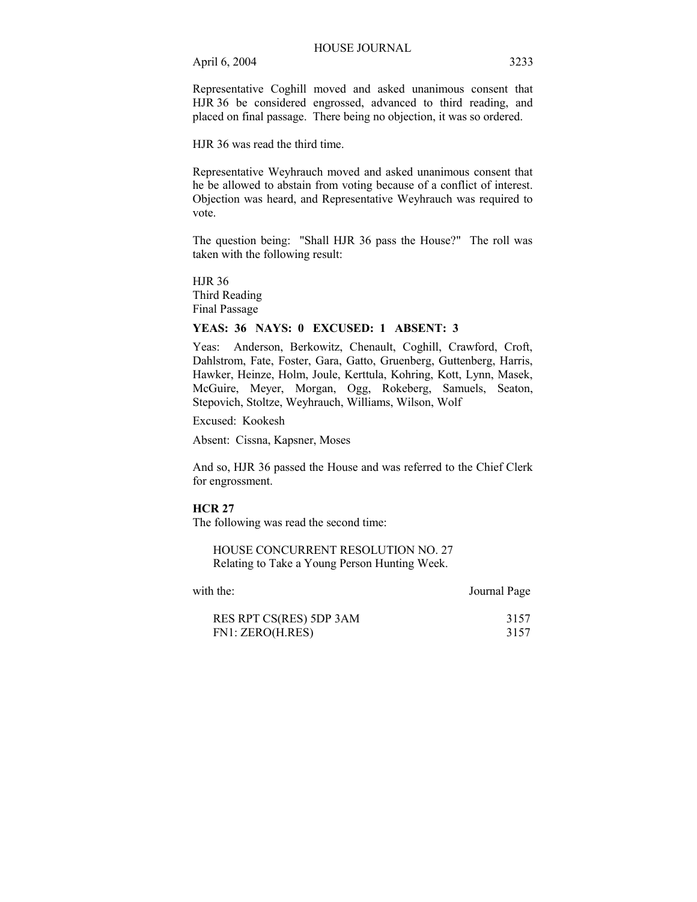Representative Coghill moved and asked unanimous consent that HJR 36 be considered engrossed, advanced to third reading, and placed on final passage. There being no objection, it was so ordered.

HJR 36 was read the third time.

Representative Weyhrauch moved and asked unanimous consent that he be allowed to abstain from voting because of a conflict of interest. Objection was heard, and Representative Weyhrauch was required to vote.

The question being: "Shall HJR 36 pass the House?" The roll was taken with the following result:

HJR 36
Third Reading
Final Passage

**YEAS: 36 NAYS: 0 EXCUSED: 1 ABSENT: 3**

Yeas: Anderson, Berkowitz, Chenault, Coghill, Crawford, Croft, Dahlstrom, Fate, Foster, Gara, Gatto, Gruenberg, Guttenberg, Harris, Hawker, Heinze, Holm, Joule, Kerttula, Kohring, Kott, Lynn, Masek, McGuire, Meyer, Morgan, Ogg, Rokeberg, Samuels, Seaton, Stepovich, Stoltze, Weyhrauch, Williams, Wilson, Wolf

Excused: Kookesh

Absent: Cissna, Kapsner, Moses

And so, HJR 36 passed the House and was referred to the Chief Clerk for engrossment.

**HCR 27**

The following was read the second time:

HOUSE CONCURRENT RESOLUTION NO. 27
Relating to Take a Young Person Hunting Week.

| with the: | Journal Page |
|---|---|
| RES RPT CS(RES) 5DP 3AM | 3157 |
| FN1: ZERO(H.RES) | 3157 |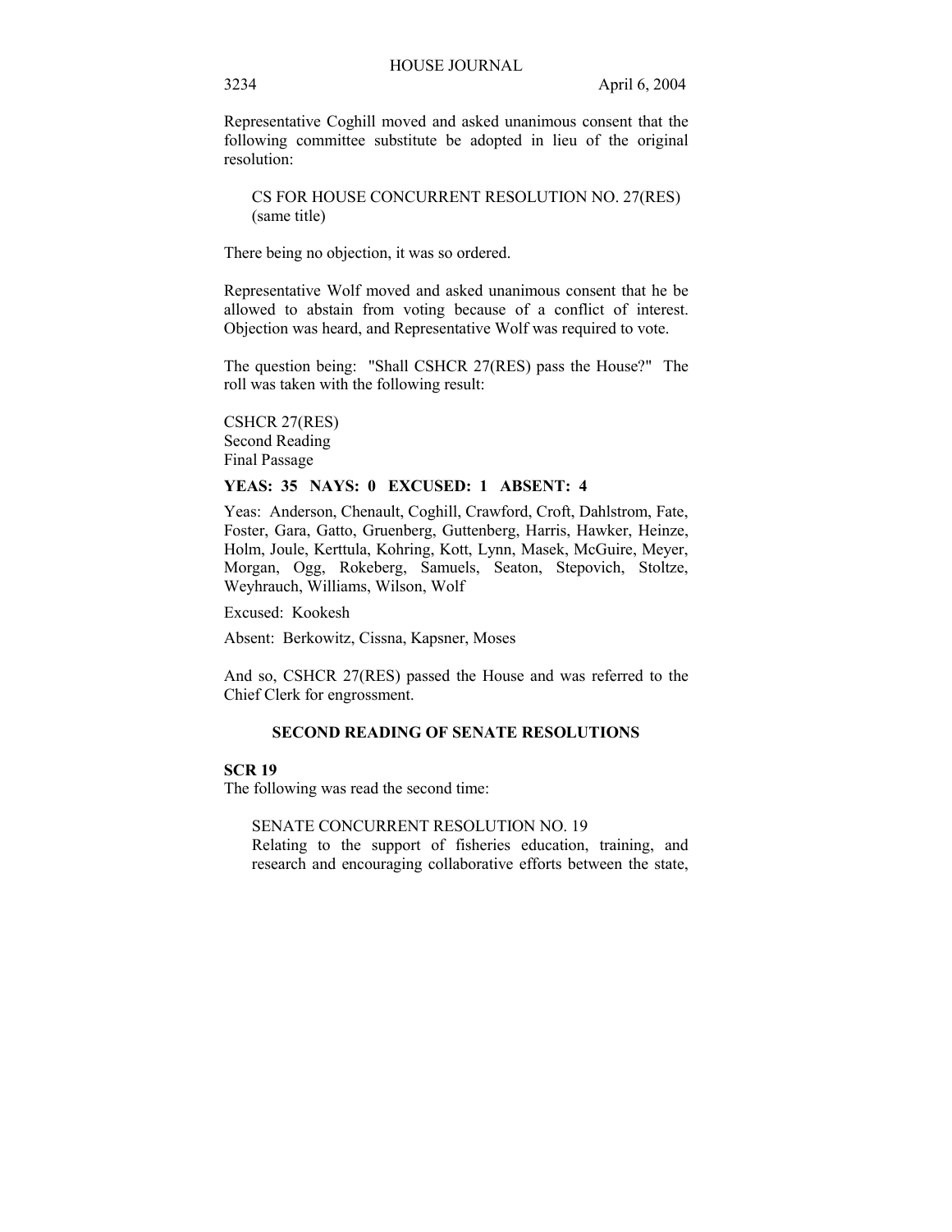Representative Coghill moved and asked unanimous consent that the following committee substitute be adopted in lieu of the original resolution:

CS FOR HOUSE CONCURRENT RESOLUTION NO. 27(RES)
(same title)

There being no objection, it was so ordered.

Representative Wolf moved and asked unanimous consent that he be allowed to abstain from voting because of a conflict of interest. Objection was heard, and Representative Wolf was required to vote.

The question being: "Shall CSHCR 27(RES) pass the House?" The roll was taken with the following result:

CSHCR 27(RES)
Second Reading
Final Passage

**YEAS: 35 NAYS: 0 EXCUSED: 1 ABSENT: 4**

Yeas: Anderson, Chenault, Coghill, Crawford, Croft, Dahlstrom, Fate, Foster, Gara, Gatto, Gruenberg, Guttenberg, Harris, Hawker, Heinze, Holm, Joule, Kerttula, Kohring, Kott, Lynn, Masek, McGuire, Meyer, Morgan, Ogg, Rokeberg, Samuels, Seaton, Stepovich, Stoltze, Weyhrauch, Williams, Wilson, Wolf

Excused: Kookesh

Absent: Berkowitz, Cissna, Kapsner, Moses

And so, CSHCR 27(RES) passed the House and was referred to the Chief Clerk for engrossment.

## SECOND READING OF SENATE RESOLUTIONS

**SCR 19**
The following was read the second time:

SENATE CONCURRENT RESOLUTION NO. 19
Relating to the support of fisheries education, training, and research and encouraging collaborative efforts between the state,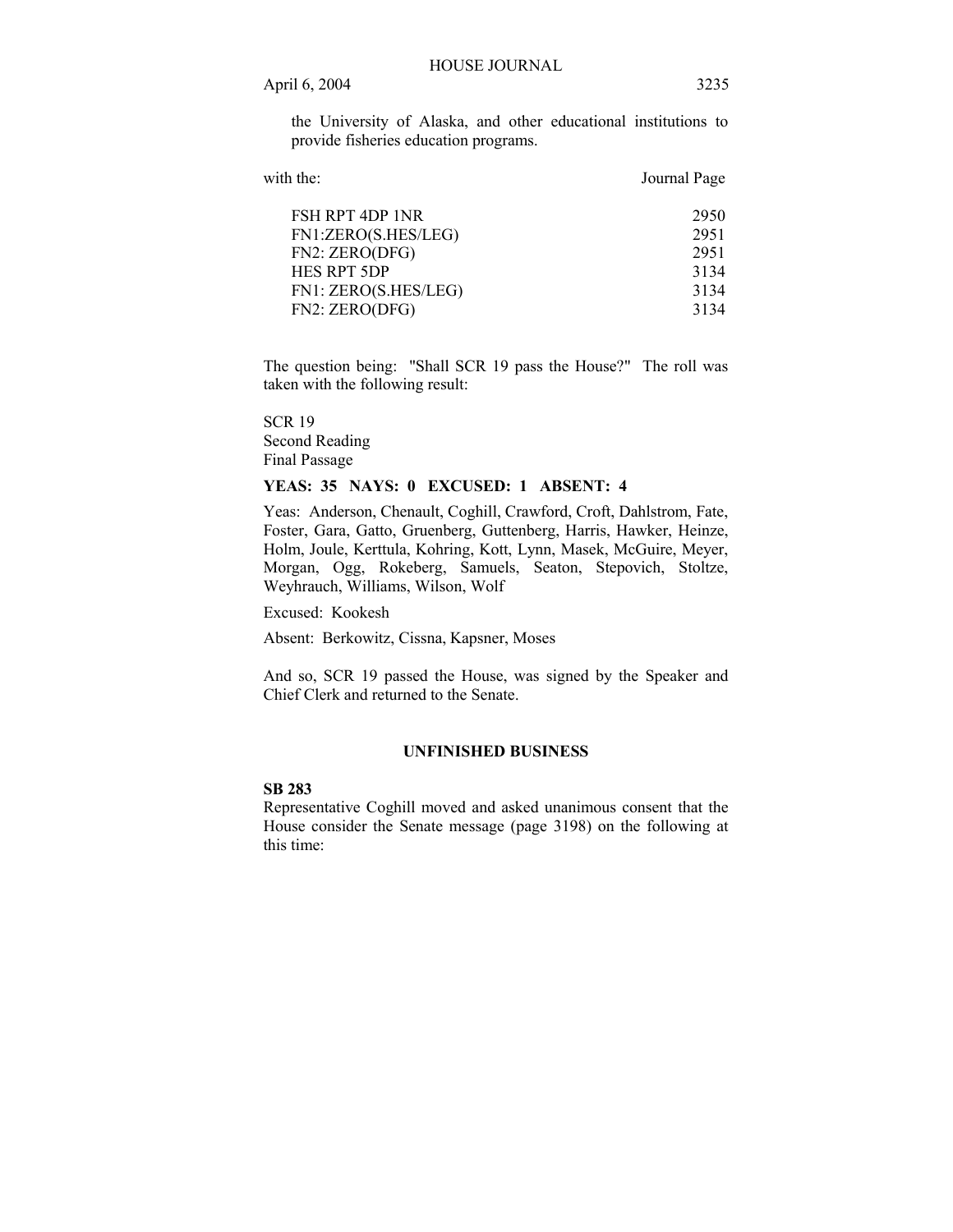the University of Alaska, and other educational institutions to provide fisheries education programs.

| with the: | Journal Page |
|---|---|
| FSH RPT 4DP 1NR | 2950 |
| FN1:ZERO(S.HES/LEG) | 2951 |
| FN2: ZERO(DFG) | 2951 |
| HES RPT 5DP | 3134 |
| FN1: ZERO(S.HES/LEG) | 3134 |
| FN2: ZERO(DFG) | 3134 |

The question being: "Shall SCR 19 pass the House?" The roll was taken with the following result:

SCR 19
Second Reading
Final Passage

**YEAS: 35 NAYS: 0 EXCUSED: 1 ABSENT: 4**

Yeas: Anderson, Chenault, Coghill, Crawford, Croft, Dahlstrom, Fate, Foster, Gara, Gatto, Gruenberg, Guttenberg, Harris, Hawker, Heinze, Holm, Joule, Kerttula, Kohring, Kott, Lynn, Masek, McGuire, Meyer, Morgan, Ogg, Rokeberg, Samuels, Seaton, Stepovich, Stoltze, Weyhrauch, Williams, Wilson, Wolf

Excused: Kookesh

Absent: Berkowitz, Cissna, Kapsner, Moses

And so, SCR 19 passed the House, was signed by the Speaker and Chief Clerk and returned to the Senate.

## UNFINISHED BUSINESS

**SB 283**

Representative Coghill moved and asked unanimous consent that the House consider the Senate message (page 3198) on the following at this time: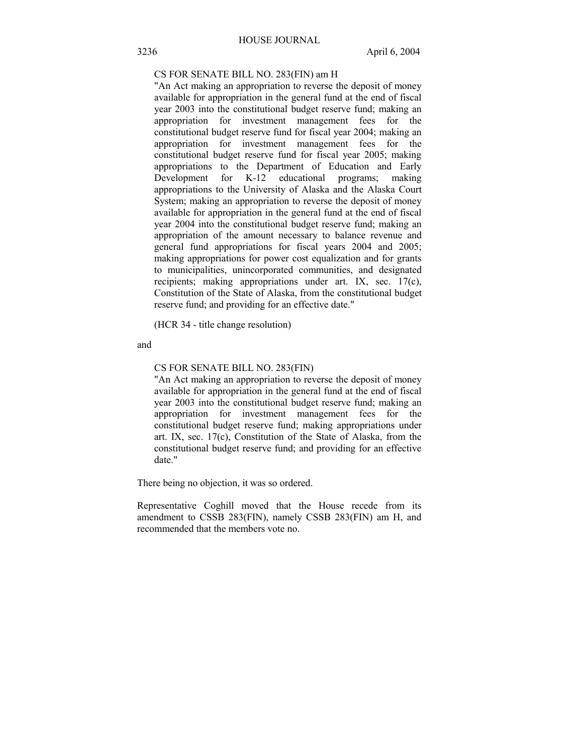CS FOR SENATE BILL NO. 283(FIN) am H

"An Act making an appropriation to reverse the deposit of money available for appropriation in the general fund at the end of fiscal year 2003 into the constitutional budget reserve fund; making an appropriation for investment management fees for the constitutional budget reserve fund for fiscal year 2004; making an appropriation for investment management fees for the constitutional budget reserve fund for fiscal year 2005; making appropriations to the Department of Education and Early Development for K-12 educational programs; making appropriations to the University of Alaska and the Alaska Court System; making an appropriation to reverse the deposit of money available for appropriation in the general fund at the end of fiscal year 2004 into the constitutional budget reserve fund; making an appropriation of the amount necessary to balance revenue and general fund appropriations for fiscal years 2004 and 2005; making appropriations for power cost equalization and for grants to municipalities, unincorporated communities, and designated recipients; making appropriations under art. IX, sec. 17(c), Constitution of the State of Alaska, from the constitutional budget reserve fund; and providing for an effective date."

(HCR 34 - title change resolution)

and

CS FOR SENATE BILL NO. 283(FIN)

"An Act making an appropriation to reverse the deposit of money available for appropriation in the general fund at the end of fiscal year 2003 into the constitutional budget reserve fund; making an appropriation for investment management fees for the constitutional budget reserve fund; making appropriations under art. IX, sec. 17(c), Constitution of the State of Alaska, from the constitutional budget reserve fund; and providing for an effective date."

There being no objection, it was so ordered.

Representative Coghill moved that the House recede from its amendment to CSSB 283(FIN), namely CSSB 283(FIN) am H, and recommended that the members vote no.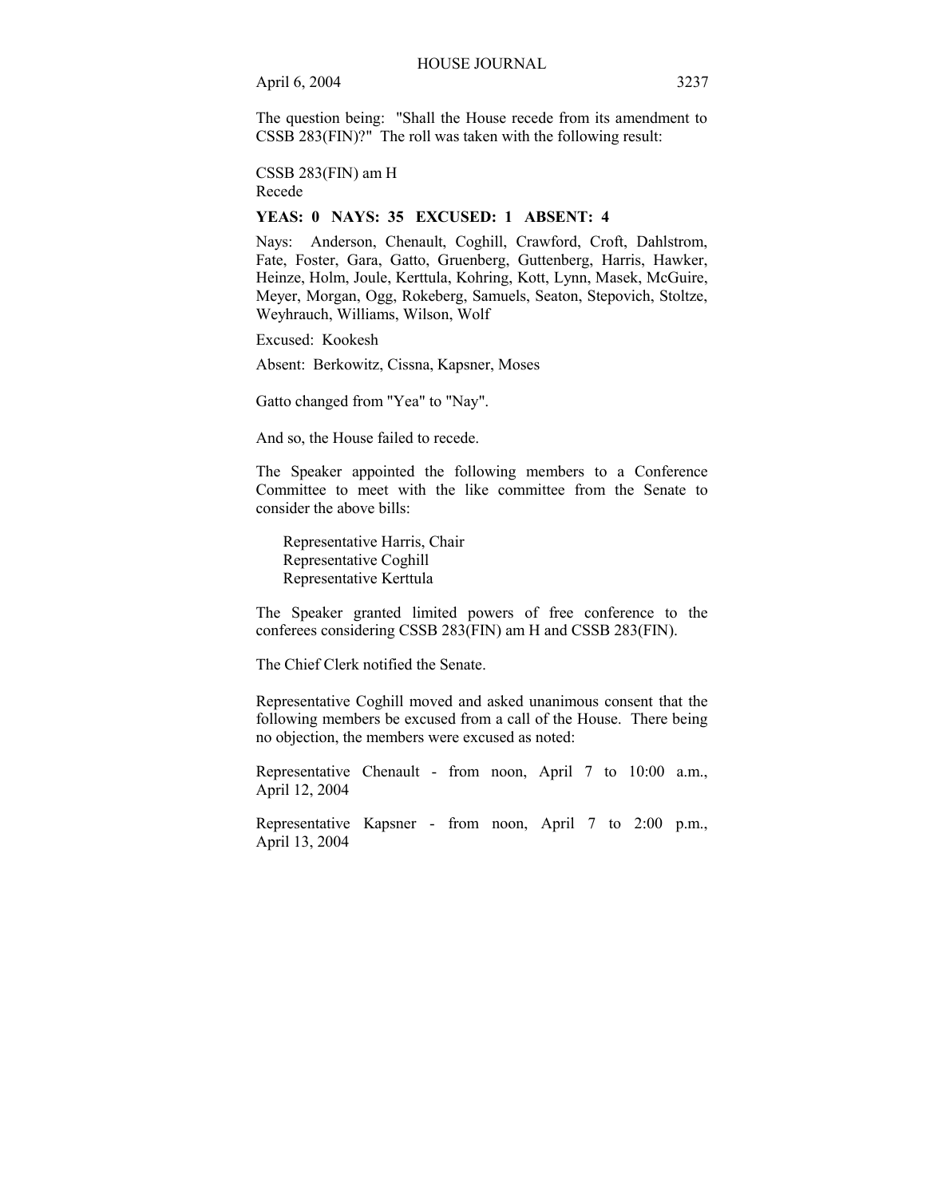The question being: "Shall the House recede from its amendment to CSSB 283(FIN)?" The roll was taken with the following result:

CSSB 283(FIN) am H
Recede

**YEAS: 0 NAYS: 35 EXCUSED: 1 ABSENT: 4**

Nays: Anderson, Chenault, Coghill, Crawford, Croft, Dahlstrom, Fate, Foster, Gara, Gatto, Gruenberg, Guttenberg, Harris, Hawker, Heinze, Holm, Joule, Kerttula, Kohring, Kott, Lynn, Masek, McGuire, Meyer, Morgan, Ogg, Rokeberg, Samuels, Seaton, Stepovich, Stoltze, Weyhrauch, Williams, Wilson, Wolf

Excused: Kookesh

Absent: Berkowitz, Cissna, Kapsner, Moses

Gatto changed from "Yea" to "Nay".

And so, the House failed to recede.

The Speaker appointed the following members to a Conference Committee to meet with the like committee from the Senate to consider the above bills:

Representative Harris, Chair
Representative Coghill
Representative Kerttula

The Speaker granted limited powers of free conference to the conferees considering CSSB 283(FIN) am H and CSSB 283(FIN).

The Chief Clerk notified the Senate.

Representative Coghill moved and asked unanimous consent that the following members be excused from a call of the House. There being no objection, the members were excused as noted:

Representative Chenault - from noon, April 7 to 10:00 a.m., April 12, 2004

Representative Kapsner - from noon, April 7 to 2:00 p.m., April 13, 2004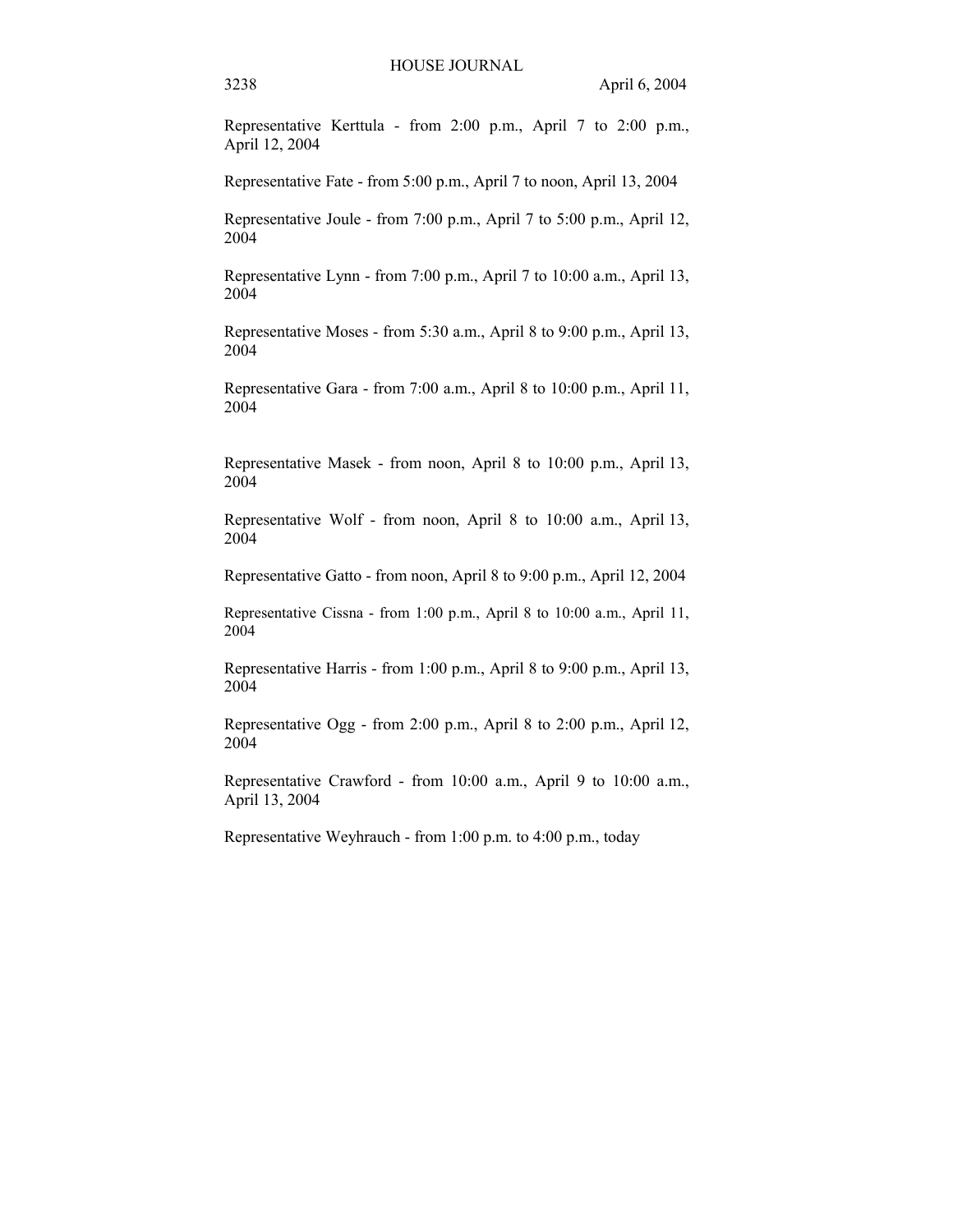Representative Kerttula - from 2:00 p.m., April 7 to 2:00 p.m., April 12, 2004

Representative Fate - from 5:00 p.m., April 7 to noon, April 13, 2004

Representative Joule - from 7:00 p.m., April 7 to 5:00 p.m., April 12, 2004

Representative Lynn - from 7:00 p.m., April 7 to 10:00 a.m., April 13, 2004

Representative Moses - from 5:30 a.m., April 8 to 9:00 p.m., April 13, 2004

Representative Gara - from 7:00 a.m., April 8 to 10:00 p.m., April 11, 2004

Representative Masek - from noon, April 8 to 10:00 p.m., April 13, 2004

Representative Wolf - from noon, April 8 to 10:00 a.m., April 13, 2004

Representative Gatto - from noon, April 8 to 9:00 p.m., April 12, 2004

Representative Cissna - from 1:00 p.m., April 8 to 10:00 a.m., April 11, 2004

Representative Harris - from 1:00 p.m., April 8 to 9:00 p.m., April 13, 2004

Representative Ogg - from 2:00 p.m., April 8 to 2:00 p.m., April 12, 2004

Representative Crawford - from 10:00 a.m., April 9 to 10:00 a.m., April 13, 2004

Representative Weyhrauch - from 1:00 p.m. to 4:00 p.m., today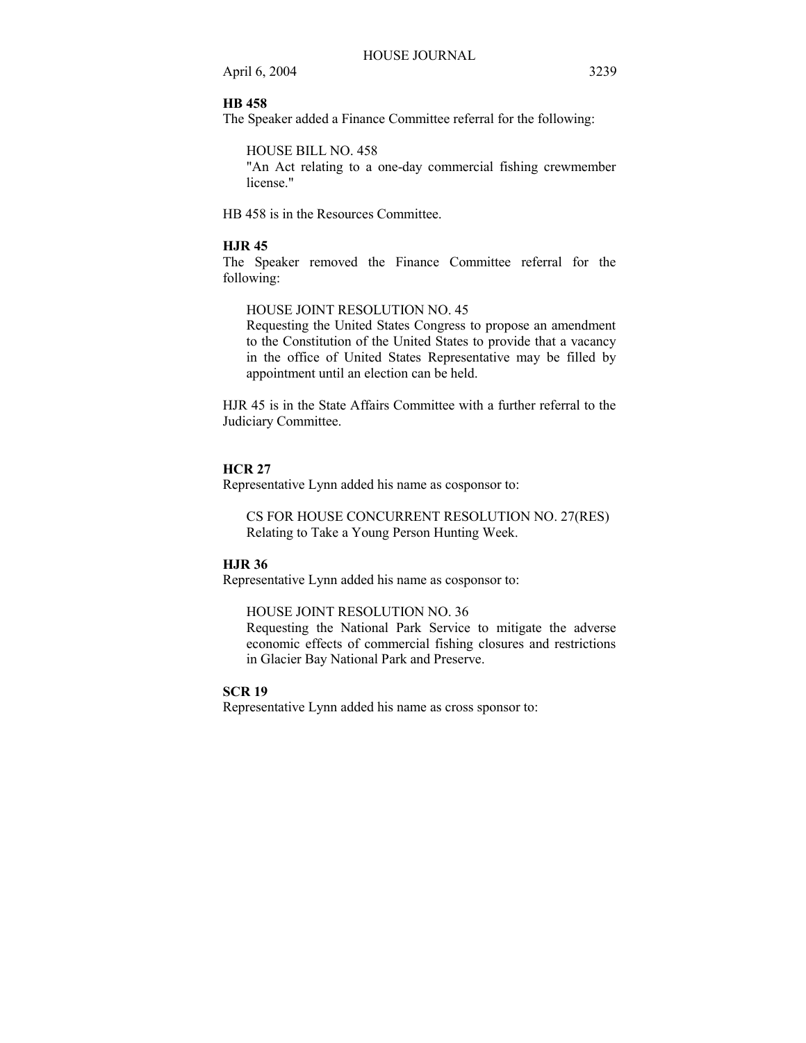**HB 458**

The Speaker added a Finance Committee referral for the following:

HOUSE BILL NO. 458
"An Act relating to a one-day commercial fishing crewmember license."

HB 458 is in the Resources Committee.

**HJR 45**

The Speaker removed the Finance Committee referral for the following:

HOUSE JOINT RESOLUTION NO. 45
Requesting the United States Congress to propose an amendment to the Constitution of the United States to provide that a vacancy in the office of United States Representative may be filled by appointment until an election can be held.

HJR 45 is in the State Affairs Committee with a further referral to the Judiciary Committee.

**HCR 27**

Representative Lynn added his name as cosponsor to:

CS FOR HOUSE CONCURRENT RESOLUTION NO. 27(RES)
Relating to Take a Young Person Hunting Week.

**HJR 36**

Representative Lynn added his name as cosponsor to:

HOUSE JOINT RESOLUTION NO. 36
Requesting the National Park Service to mitigate the adverse economic effects of commercial fishing closures and restrictions in Glacier Bay National Park and Preserve.

**SCR 19**

Representative Lynn added his name as cross sponsor to: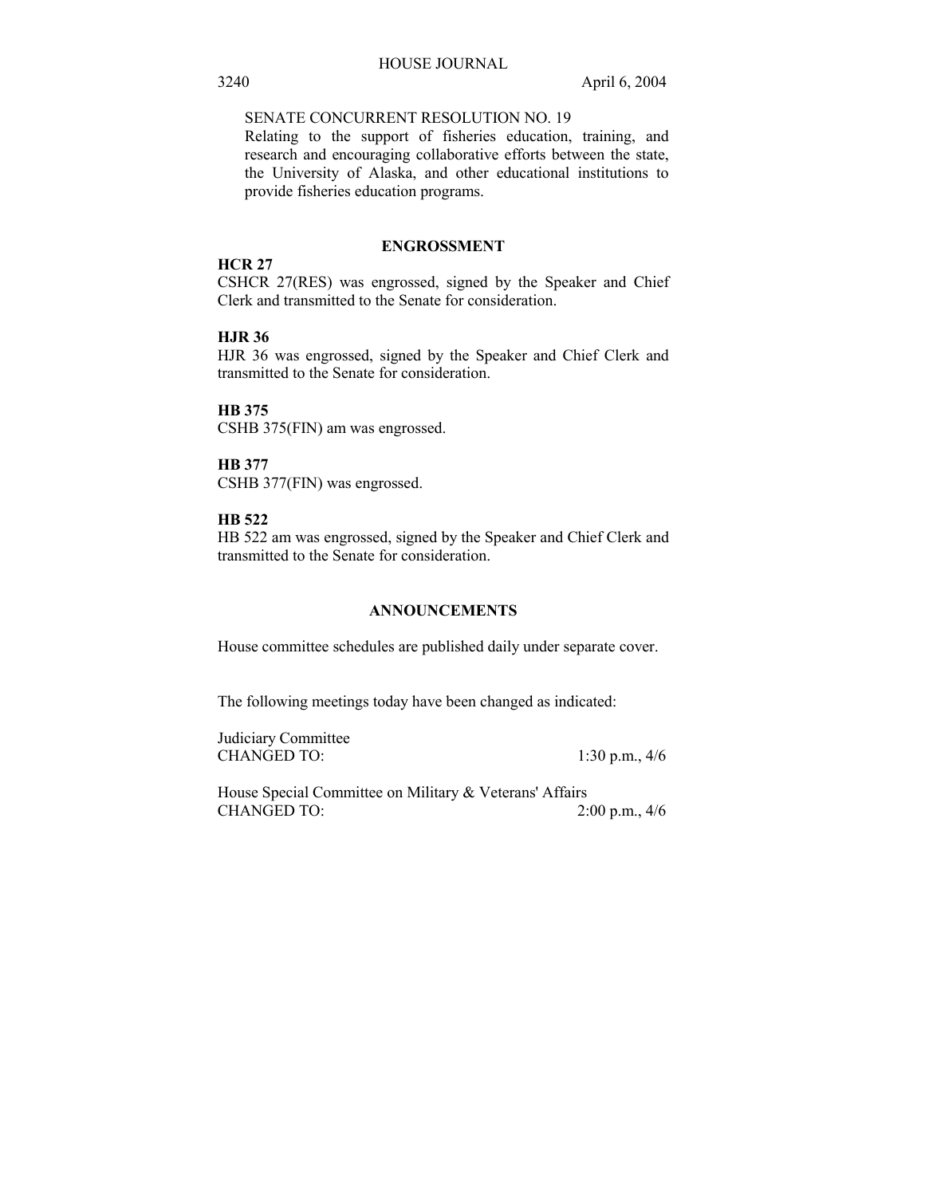SENATE CONCURRENT RESOLUTION NO. 19
Relating to the support of fisheries education, training, and research and encouraging collaborative efforts between the state, the University of Alaska, and other educational institutions to provide fisheries education programs.

## ENGROSSMENT

**HCR 27**
CSHCR 27(RES) was engrossed, signed by the Speaker and Chief Clerk and transmitted to the Senate for consideration.

**HJR 36**
HJR 36 was engrossed, signed by the Speaker and Chief Clerk and transmitted to the Senate for consideration.

**HB 375**
CSHB 375(FIN) am was engrossed.

**HB 377**
CSHB 377(FIN) was engrossed.

**HB 522**
HB 522 am was engrossed, signed by the Speaker and Chief Clerk and transmitted to the Senate for consideration.

## ANNOUNCEMENTS

House committee schedules are published daily under separate cover.

The following meetings today have been changed as indicated:

Judiciary Committee
CHANGED TO: 1:30 p.m., 4/6

House Special Committee on Military & Veterans' Affairs
CHANGED TO: 2:00 p.m., 4/6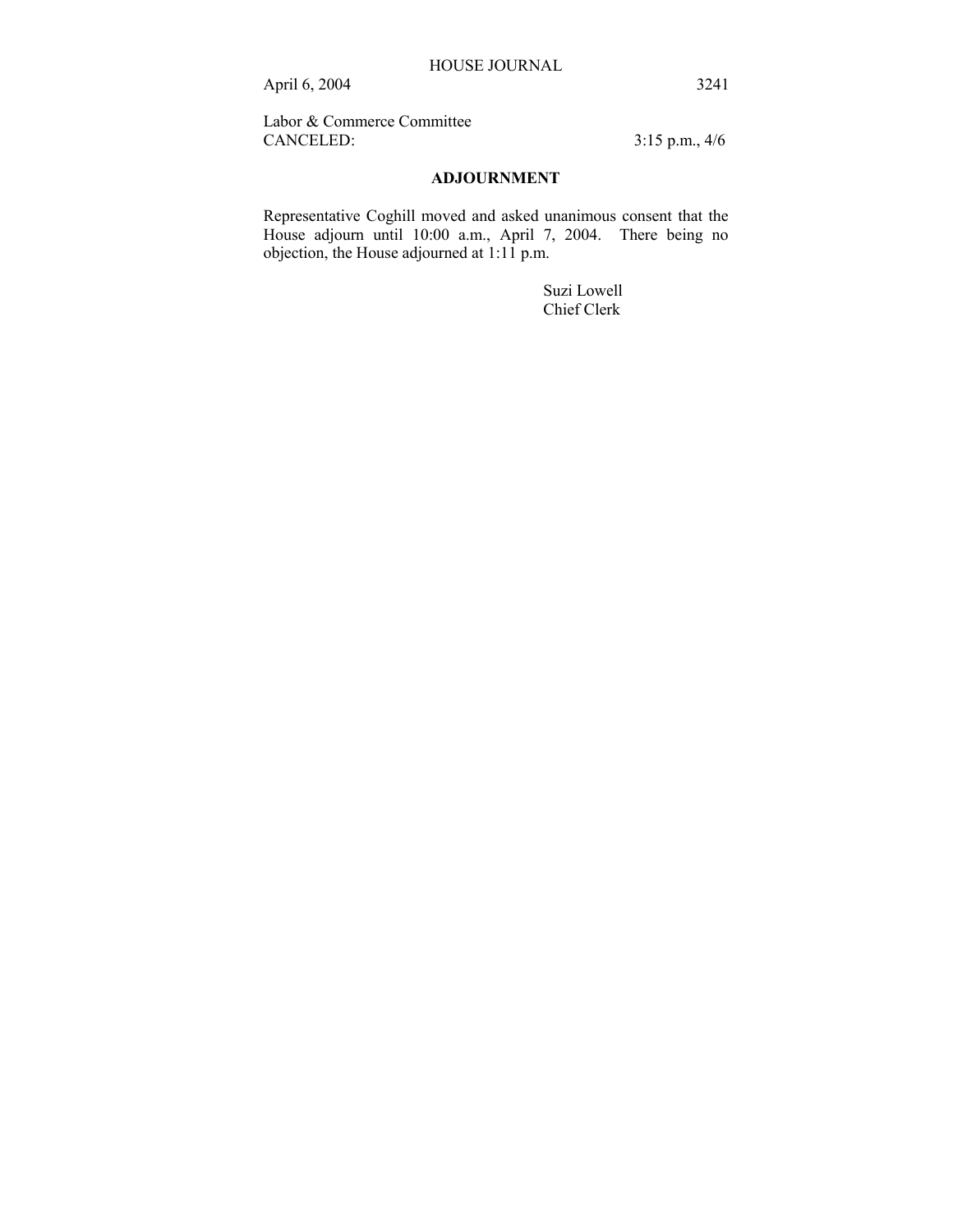Labor & Commerce Committee
CANCELED: 3:15 p.m., 4/6

## ADJOURNMENT

Representative Coghill moved and asked unanimous consent that the House adjourn until 10:00 a.m., April 7, 2004. There being no objection, the House adjourned at 1:11 p.m.

Suzi Lowell
Chief Clerk